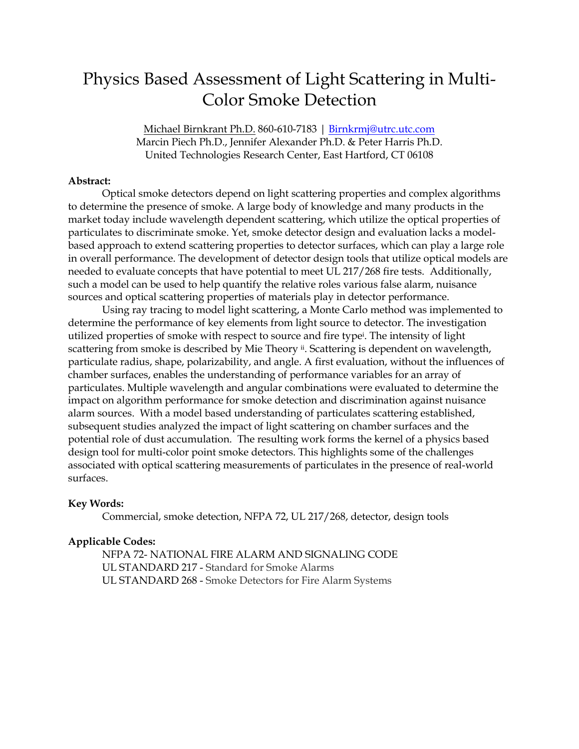# Physics Based Assessment of Light Scattering in Multi-Color Smoke Detection

Michael Birnkrant Ph.D. 860-610-7183 | Birnkrmj@utrc.utc.com
Marcin Piech Ph.D., Jennifer Alexander Ph.D. & Peter Harris Ph.D.
United Technologies Research Center, East Hartford, CT 06108

**Abstract:**

Optical smoke detectors depend on light scattering properties and complex algorithms to determine the presence of smoke. A large body of knowledge and many products in the market today include wavelength dependent scattering, which utilize the optical properties of particulates to discriminate smoke. Yet, smoke detector design and evaluation lacks a model-based approach to extend scattering properties to detector surfaces, which can play a large role in overall performance. The development of detector design tools that utilize optical models are needed to evaluate concepts that have potential to meet UL 217/268 fire tests. Additionally, such a model can be used to help quantify the relative roles various false alarm, nuisance sources and optical scattering properties of materials play in detector performance.

Using ray tracing to model light scattering, a Monte Carlo method was implemented to determine the performance of key elements from light source to detector. The investigation utilized properties of smoke with respect to source and fire type[i]. The intensity of light scattering from smoke is described by Mie Theory [ii]. Scattering is dependent on wavelength, particulate radius, shape, polarizability, and angle. A first evaluation, without the influences of chamber surfaces, enables the understanding of performance variables for an array of particulates. Multiple wavelength and angular combinations were evaluated to determine the impact on algorithm performance for smoke detection and discrimination against nuisance alarm sources. With a model based understanding of particulates scattering established, subsequent studies analyzed the impact of light scattering on chamber surfaces and the potential role of dust accumulation. The resulting work forms the kernel of a physics based design tool for multi-color point smoke detectors. This highlights some of the challenges associated with optical scattering measurements of particulates in the presence of real-world surfaces.

**Key Words:**

Commercial, smoke detection, NFPA 72, UL 217/268, detector, design tools

**Applicable Codes:**

NFPA 72- NATIONAL FIRE ALARM AND SIGNALING CODE
UL STANDARD 217 - Standard for Smoke Alarms
UL STANDARD 268 - Smoke Detectors for Fire Alarm Systems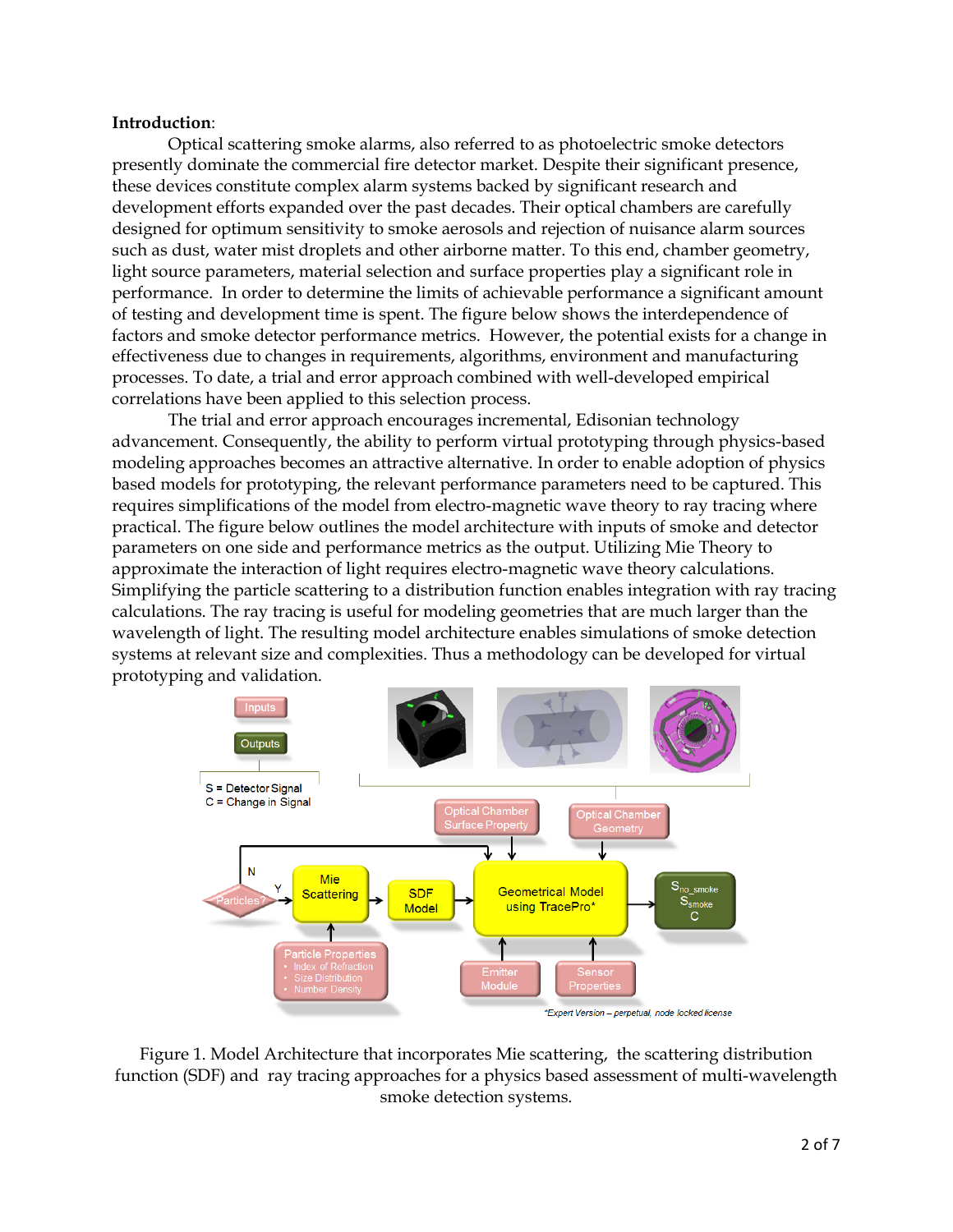**Introduction**:

Optical scattering smoke alarms, also referred to as photoelectric smoke detectors presently dominate the commercial fire detector market. Despite their significant presence, these devices constitute complex alarm systems backed by significant research and development efforts expanded over the past decades. Their optical chambers are carefully designed for optimum sensitivity to smoke aerosols and rejection of nuisance alarm sources such as dust, water mist droplets and other airborne matter. To this end, chamber geometry, light source parameters, material selection and surface properties play a significant role in performance. In order to determine the limits of achievable performance a significant amount of testing and development time is spent. The figure below shows the interdependence of factors and smoke detector performance metrics. However, the potential exists for a change in effectiveness due to changes in requirements, algorithms, environment and manufacturing processes. To date, a trial and error approach combined with well-developed empirical correlations have been applied to this selection process.

The trial and error approach encourages incremental, Edisonian technology advancement. Consequently, the ability to perform virtual prototyping through physics-based modeling approaches becomes an attractive alternative. In order to enable adoption of physics based models for prototyping, the relevant performance parameters need to be captured. This requires simplifications of the model from electro-magnetic wave theory to ray tracing where practical. The figure below outlines the model architecture with inputs of smoke and detector parameters on one side and performance metrics as the output. Utilizing Mie Theory to approximate the interaction of light requires electro-magnetic wave theory calculations. Simplifying the particle scattering to a distribution function enables integration with ray tracing calculations. The ray tracing is useful for modeling geometries that are much larger than the wavelength of light. The resulting model architecture enables simulations of smoke detection systems at relevant size and complexities. Thus a methodology can be developed for virtual prototyping and validation.

Figure 1. Model Architecture that incorporates Mie scattering, the scattering distribution function (SDF) and ray tracing approaches for a physics based assessment of multi-wavelength smoke detection systems.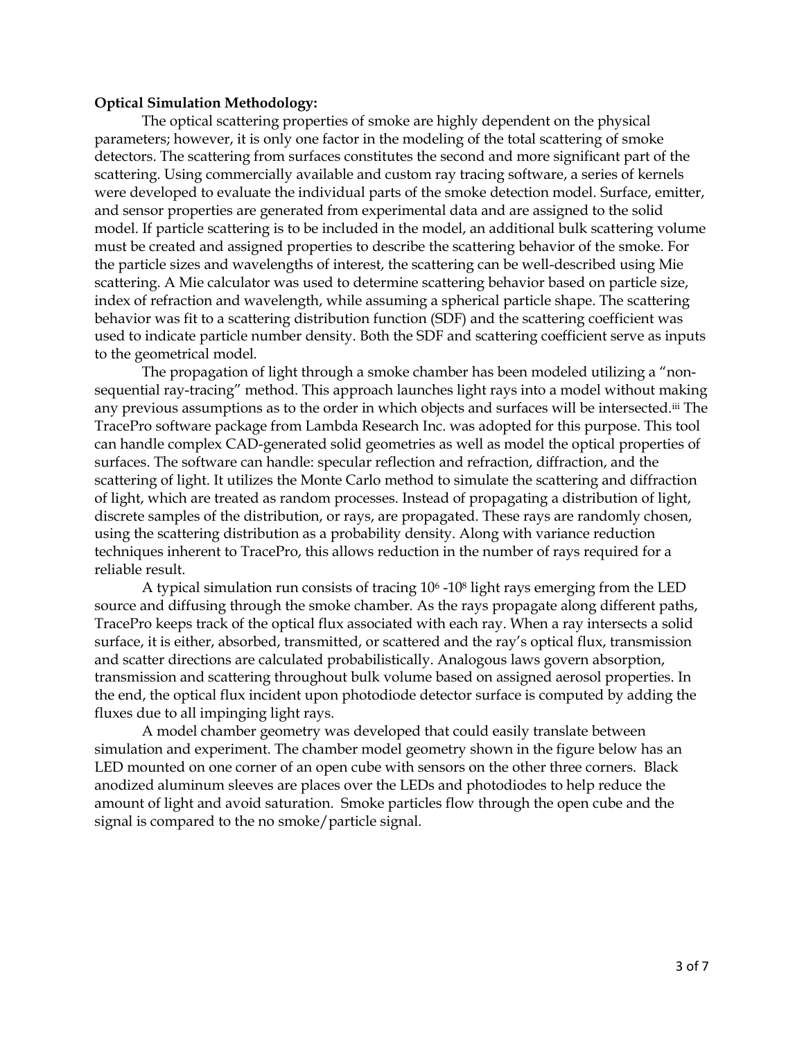**Optical Simulation Methodology:**

The optical scattering properties of smoke are highly dependent on the physical parameters; however, it is only one factor in the modeling of the total scattering of smoke detectors. The scattering from surfaces constitutes the second and more significant part of the scattering. Using commercially available and custom ray tracing software, a series of kernels were developed to evaluate the individual parts of the smoke detection model. Surface, emitter, and sensor properties are generated from experimental data and are assigned to the solid model. If particle scattering is to be included in the model, an additional bulk scattering volume must be created and assigned properties to describe the scattering behavior of the smoke. For the particle sizes and wavelengths of interest, the scattering can be well-described using Mie scattering. A Mie calculator was used to determine scattering behavior based on particle size, index of refraction and wavelength, while assuming a spherical particle shape. The scattering behavior was fit to a scattering distribution function (SDF) and the scattering coefficient was used to indicate particle number density. Both the SDF and scattering coefficient serve as inputs to the geometrical model.

The propagation of light through a smoke chamber has been modeled utilizing a "non-sequential ray-tracing" method. This approach launches light rays into a model without making any previous assumptions as to the order in which objects and surfaces will be intersected.[iii] The TracePro software package from Lambda Research Inc. was adopted for this purpose. This tool can handle complex CAD-generated solid geometries as well as model the optical properties of surfaces. The software can handle: specular reflection and refraction, diffraction, and the scattering of light. It utilizes the Monte Carlo method to simulate the scattering and diffraction of light, which are treated as random processes. Instead of propagating a distribution of light, discrete samples of the distribution, or rays, are propagated. These rays are randomly chosen, using the scattering distribution as a probability density. Along with variance reduction techniques inherent to TracePro, this allows reduction in the number of rays required for a reliable result.

A typical simulation run consists of tracing $10^6$ -$10^8$ light rays emerging from the LED source and diffusing through the smoke chamber. As the rays propagate along different paths, TracePro keeps track of the optical flux associated with each ray. When a ray intersects a solid surface, it is either, absorbed, transmitted, or scattered and the ray's optical flux, transmission and scatter directions are calculated probabilistically. Analogous laws govern absorption, transmission and scattering throughout bulk volume based on assigned aerosol properties. In the end, the optical flux incident upon photodiode detector surface is computed by adding the fluxes due to all impinging light rays.

A model chamber geometry was developed that could easily translate between simulation and experiment. The chamber model geometry shown in the figure below has an LED mounted on one corner of an open cube with sensors on the other three corners. Black anodized aluminum sleeves are places over the LEDs and photodiodes to help reduce the amount of light and avoid saturation. Smoke particles flow through the open cube and the signal is compared to the no smoke/particle signal.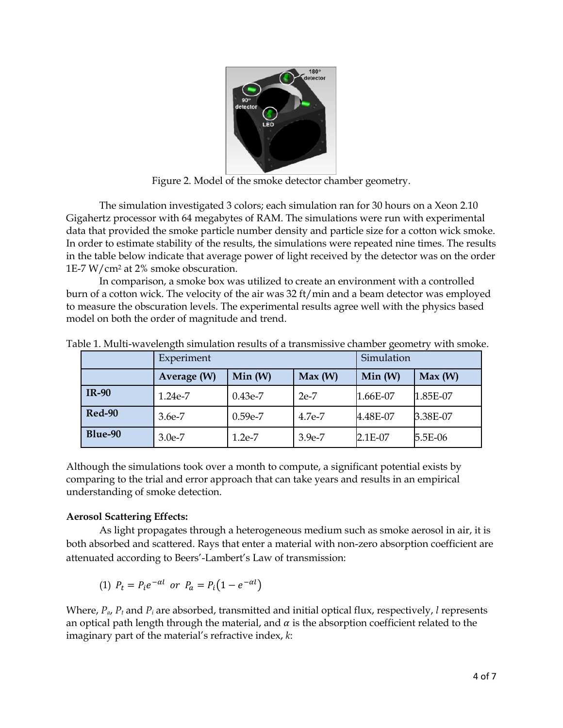Figure 2. Model of the smoke detector chamber geometry.

The simulation investigated 3 colors; each simulation ran for 30 hours on a Xeon 2.10 Gigahertz processor with 64 megabytes of RAM. The simulations were run with experimental data that provided the smoke particle number density and particle size for a cotton wick smoke. In order to estimate stability of the results, the simulations were repeated nine times. The results in the table below indicate that average power of light received by the detector was on the order 1E-7 W/cm$^2$ at 2% smoke obscuration.

In comparison, a smoke box was utilized to create an environment with a controlled burn of a cotton wick. The velocity of the air was 32 ft/min and a beam detector was employed to measure the obscuration levels. The experimental results agree well with the physics based model on both the order of magnitude and trend.

Table 1. Multi-wavelength simulation results of a transmissive chamber geometry with smoke.

| | Experiment | | | Simulation | |
|---|---|---|---|---|---|
| | **Average (W)** | **Min (W)** | **Max (W)** | **Min (W)** | **Max (W)** |
| **IR-90** | 1.24e-7 | 0.43e-7 | 2e-7 | 1.66E-07 | 1.85E-07 |
| **Red-90** | 3.6e-7 | 0.59e-7 | 4.7e-7 | 4.48E-07 | 3.38E-07 |
| **Blue-90** | 3.0e-7 | 1.2e-7 | 3.9e-7 | 2.1E-07 | 5.5E-06 |

Although the simulations took over a month to compute, a significant potential exists by comparing to the trial and error approach that can take years and results in an empirical understanding of smoke detection.

**Aerosol Scattering Effects:**

As light propagates through a heterogeneous medium such as smoke aerosol in air, it is both absorbed and scattered. Rays that enter a material with non-zero absorption coefficient are attenuated according to Beers'-Lambert's Law of transmission:

$$(1)\ P_t = P_i e^{-\alpha l} \ \ or \ \ P_a = P_i\left(1 - e^{-\alpha l}\right)$$

Where, $P_a$, $P_t$ and $P_i$ are absorbed, transmitted and initial optical flux, respectively, $l$ represents an optical path length through the material, and $\alpha$ is the absorption coefficient related to the imaginary part of the material's refractive index, $k$: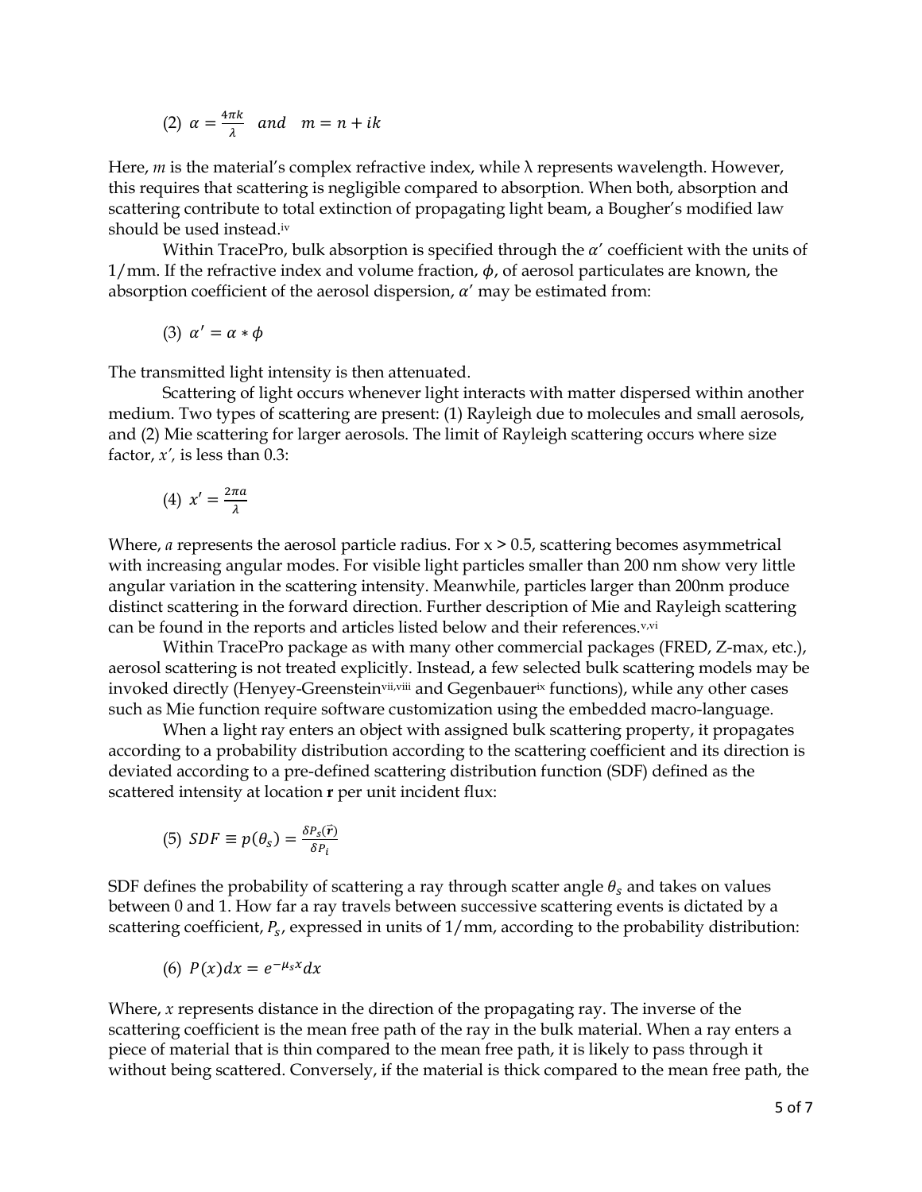(2) $\alpha = \frac{4\pi k}{\lambda}$ *and* $m = n + ik$

Here, *m* is the material's complex refractive index, while λ represents wavelength. However, this requires that scattering is negligible compared to absorption. When both, absorption and scattering contribute to total extinction of propagating light beam, a Bougher's modified law should be used instead.[iv]

Within TracePro, bulk absorption is specified through the $\alpha'$ coefficient with the units of $1/\text{mm}$. If the refractive index and volume fraction, $\phi$, of aerosol particulates are known, the absorption coefficient of the aerosol dispersion, $\alpha'$ may be estimated from:

(3) $\alpha' = \alpha * \phi$

The transmitted light intensity is then attenuated.

Scattering of light occurs whenever light interacts with matter dispersed within another medium. Two types of scattering are present: (1) Rayleigh due to molecules and small aerosols, and (2) Mie scattering for larger aerosols. The limit of Rayleigh scattering occurs where size factor, $x'$, is less than 0.3:

(4) $x' = \frac{2\pi a}{\lambda}$

Where, *a* represents the aerosol particle radius. For x > 0.5, scattering becomes asymmetrical with increasing angular modes. For visible light particles smaller than 200 nm show very little angular variation in the scattering intensity. Meanwhile, particles larger than 200nm produce distinct scattering in the forward direction. Further description of Mie and Rayleigh scattering can be found in the reports and articles listed below and their references.[v,vi]

Within TracePro package as with many other commercial packages (FRED, Z-max, etc.), aerosol scattering is not treated explicitly. Instead, a few selected bulk scattering models may be invoked directly (Henyey-Greenstein[vii,viii] and Gegenbauer[ix] functions), while any other cases such as Mie function require software customization using the embedded macro-language.

When a light ray enters an object with assigned bulk scattering property, it propagates according to a probability distribution according to the scattering coefficient and its direction is deviated according to a pre-defined scattering distribution function (SDF) defined as the scattered intensity at location **r** per unit incident flux:

(5) $SDF \equiv p(\theta_s) = \frac{\delta P_s(\vec{r})}{\delta P_i}$

SDF defines the probability of scattering a ray through scatter angle $\theta_s$ and takes on values between 0 and 1. How far a ray travels between successive scattering events is dictated by a scattering coefficient, $P_s$, expressed in units of $1/\text{mm}$, according to the probability distribution:

(6) $P(x)dx = e^{-\mu_s x}dx$

Where, *x* represents distance in the direction of the propagating ray. The inverse of the scattering coefficient is the mean free path of the ray in the bulk material. When a ray enters a piece of material that is thin compared to the mean free path, it is likely to pass through it without being scattered. Conversely, if the material is thick compared to the mean free path, the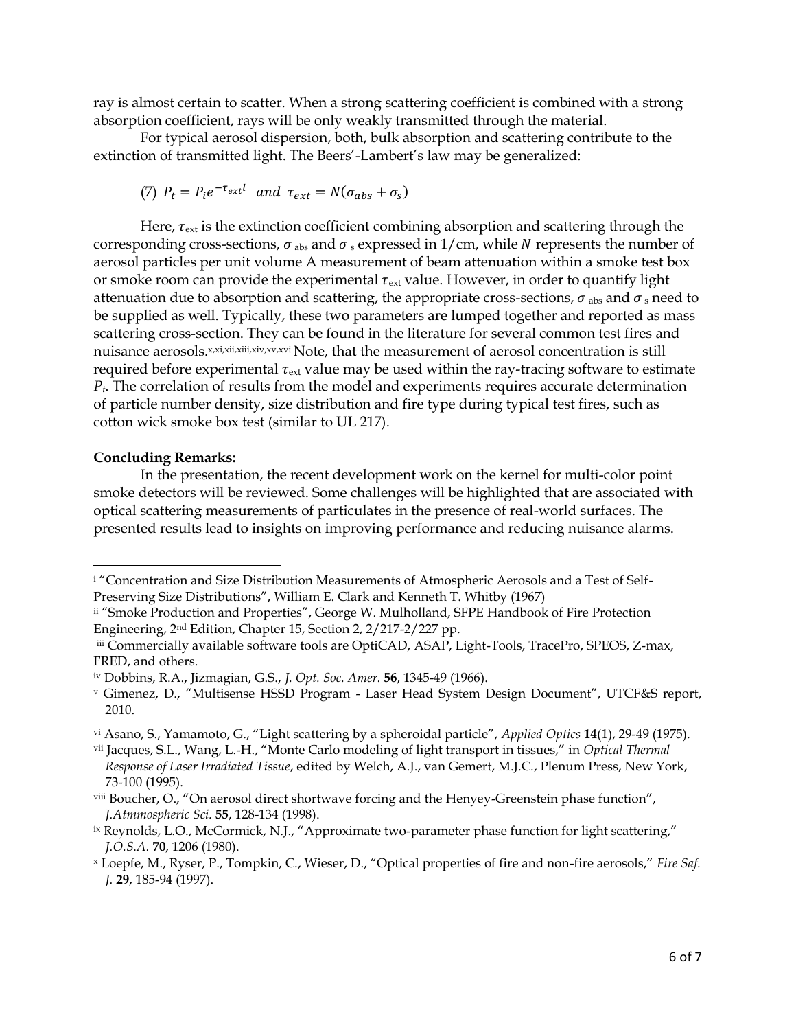ray is almost certain to scatter. When a strong scattering coefficient is combined with a strong absorption coefficient, rays will be only weakly transmitted through the material.

For typical aerosol dispersion, both, bulk absorption and scattering contribute to the extinction of transmitted light. The Beers'-Lambert's law may be generalized:

$$(7)\ P_t = P_i e^{-\tau_{ext} l} \ \ and \ \ \tau_{ext} = N(\sigma_{abs} + \sigma_s)$$

Here, $\tau_{ext}$ is the extinction coefficient combining absorption and scattering through the corresponding cross-sections, $\sigma_{abs}$ and $\sigma_s$ expressed in 1/cm, while $N$ represents the number of aerosol particles per unit volume A measurement of beam attenuation within a smoke test box or smoke room can provide the experimental $\tau_{ext}$ value. However, in order to quantify light attenuation due to absorption and scattering, the appropriate cross-sections, $\sigma_{abs}$ and $\sigma_s$ need to be supplied as well. Typically, these two parameters are lumped together and reported as mass scattering cross-section. They can be found in the literature for several common test fires and nuisance aerosols.[x,xi,xii,xiii,xiv,xv,xvi] Note, that the measurement of aerosol concentration is still required before experimental $\tau_{ext}$ value may be used within the ray-tracing software to estimate $P_t$. The correlation of results from the model and experiments requires accurate determination of particle number density, size distribution and fire type during typical test fires, such as cotton wick smoke box test (similar to UL 217).

**Concluding Remarks:**

In the presentation, the recent development work on the kernel for multi-color point smoke detectors will be reviewed. Some challenges will be highlighted that are associated with optical scattering measurements of particulates in the presence of real-world surfaces. The presented results lead to insights on improving performance and reducing nuisance alarms.

---

[i] "Concentration and Size Distribution Measurements of Atmospheric Aerosols and a Test of Self-Preserving Size Distributions", William E. Clark and Kenneth T. Whitby (1967)

[ii] "Smoke Production and Properties", George W. Mulholland, SFPE Handbook of Fire Protection Engineering, 2nd Edition, Chapter 15, Section 2, 2/217-2/227 pp.

[iii] Commercially available software tools are OptiCAD, ASAP, Light-Tools, TracePro, SPEOS, Z-max, FRED, and others.

[iv] Dobbins, R.A., Jizmagian, G.S., *J. Opt. Soc. Amer.* **56**, 1345-49 (1966).

[v] Gimenez, D., "Multisense HSSD Program - Laser Head System Design Document", UTCF&S report, 2010.

[vi] Asano, S., Yamamoto, G., "Light scattering by a spheroidal particle", *Applied Optics* **14**(1), 29-49 (1975).

[vii] Jacques, S.L., Wang, L.-H., "Monte Carlo modeling of light transport in tissues," in *Optical Thermal Response of Laser Irradiated Tissue*, edited by Welch, A.J., van Gemert, M.J.C., Plenum Press, New York, 73-100 (1995).

[viii] Boucher, O., "On aerosol direct shortwave forcing and the Henyey-Greenstein phase function", *J.Atmmospheric Sci.* **55**, 128-134 (1998).

[ix] Reynolds, L.O., McCormick, N.J., "Approximate two-parameter phase function for light scattering," *J.O.S.A.* **70**, 1206 (1980).

[x] Loepfe, M., Ryser, P., Tompkin, C., Wieser, D., "Optical properties of fire and non-fire aerosols," *Fire Saf. J.* **29**, 185-94 (1997).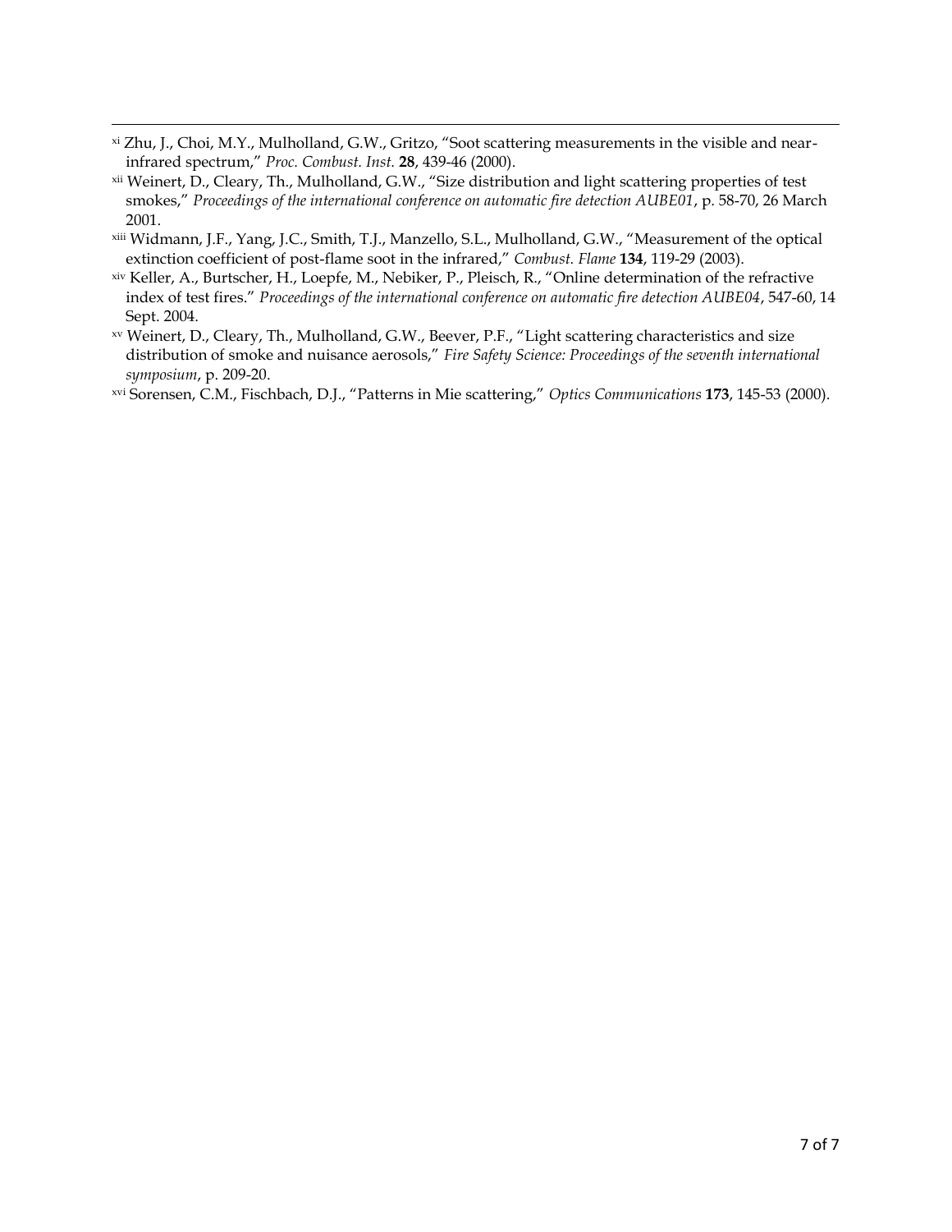[xi] Zhu, J., Choi, M.Y., Mulholland, G.W., Gritzo, "Soot scattering measurements in the visible and near-infrared spectrum," *Proc. Combust. Inst.* **28**, 439-46 (2000).

[xii] Weinert, D., Cleary, Th., Mulholland, G.W., "Size distribution and light scattering properties of test smokes," *Proceedings of the international conference on automatic fire detection AUBE01*, p. 58-70, 26 March 2001.

[xiii] Widmann, J.F., Yang, J.C., Smith, T.J., Manzello, S.L., Mulholland, G.W., "Measurement of the optical extinction coefficient of post-flame soot in the infrared," *Combust. Flame* **134**, 119-29 (2003).

[xiv] Keller, A., Burtscher, H., Loepfe, M., Nebiker, P., Pleisch, R., "Online determination of the refractive index of test fires." *Proceedings of the international conference on automatic fire detection AUBE04*, 547-60, 14 Sept. 2004.

[xv] Weinert, D., Cleary, Th., Mulholland, G.W., Beever, P.F., "Light scattering characteristics and size distribution of smoke and nuisance aerosols," *Fire Safety Science: Proceedings of the seventh international symposium*, p. 209-20.

[xvi] Sorensen, C.M., Fischbach, D.J., "Patterns in Mie scattering," *Optics Communications* **173**, 145-53 (2000).